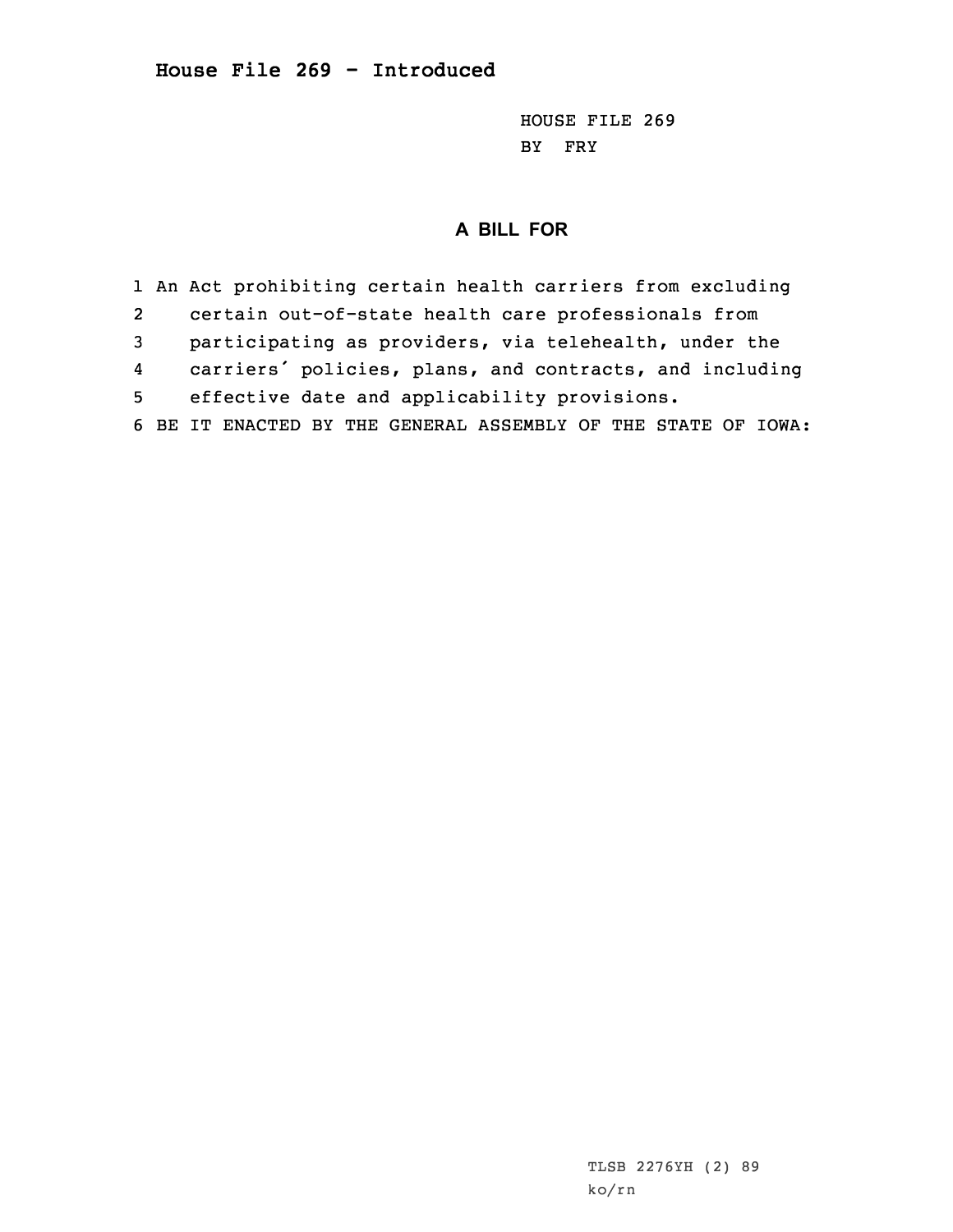**House File 269 - Introduced**

HOUSE FILE 269
BY FRY

## A BILL FOR

1 An Act prohibiting certain health carriers from excluding
2 certain out-of-state health care professionals from
3 participating as providers, via telehealth, under the
4 carriers' policies, plans, and contracts, and including
5 effective date and applicability provisions.
6 BE IT ENACTED BY THE GENERAL ASSEMBLY OF THE STATE OF IOWA:

TLSB 2276YH (2) 89
ko/rn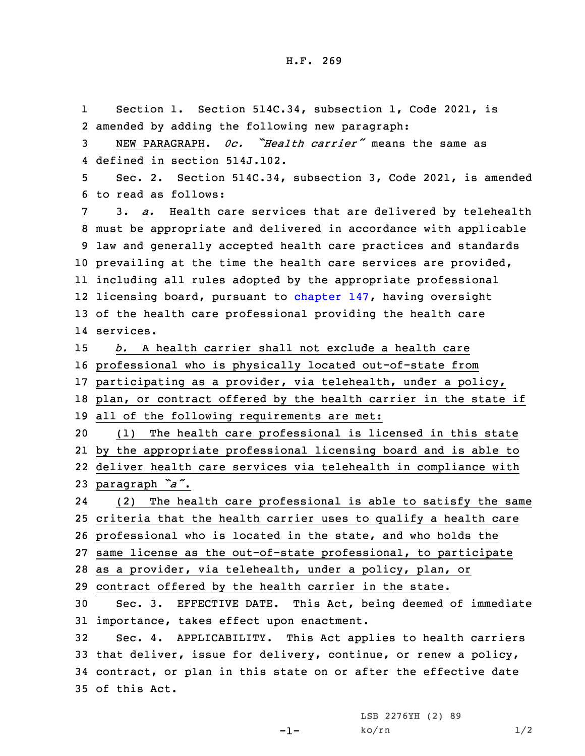Section 1. Section 514C.34, subsection 1, Code 2021, is amended by adding the following new paragraph:

NEW PARAGRAPH. *0c. "Health carrier"* means the same as defined in section 514J.102.

Sec. 2. Section 514C.34, subsection 3, Code 2021, is amended to read as follows:

3. *a.* Health care services that are delivered by telehealth must be appropriate and delivered in accordance with applicable law and generally accepted health care practices and standards prevailing at the time the health care services are provided, including all rules adopted by the appropriate professional licensing board, pursuant to chapter 147, having oversight of the health care professional providing the health care services.

*b.* A health carrier shall not exclude a health care professional who is physically located out-of-state from participating as a provider, via telehealth, under a policy, plan, or contract offered by the health carrier in the state if all of the following requirements are met:

(1) The health care professional is licensed in this state by the appropriate professional licensing board and is able to deliver health care services via telehealth in compliance with paragraph *"a"*.

(2) The health care professional is able to satisfy the same criteria that the health carrier uses to qualify a health care professional who is located in the state, and who holds the same license as the out-of-state professional, to participate as a provider, via telehealth, under a policy, plan, or contract offered by the health carrier in the state.

Sec. 3. EFFECTIVE DATE. This Act, being deemed of immediate importance, takes effect upon enactment.

Sec. 4. APPLICABILITY. This Act applies to health carriers that deliver, issue for delivery, continue, or renew a policy, contract, or plan in this state on or after the effective date of this Act.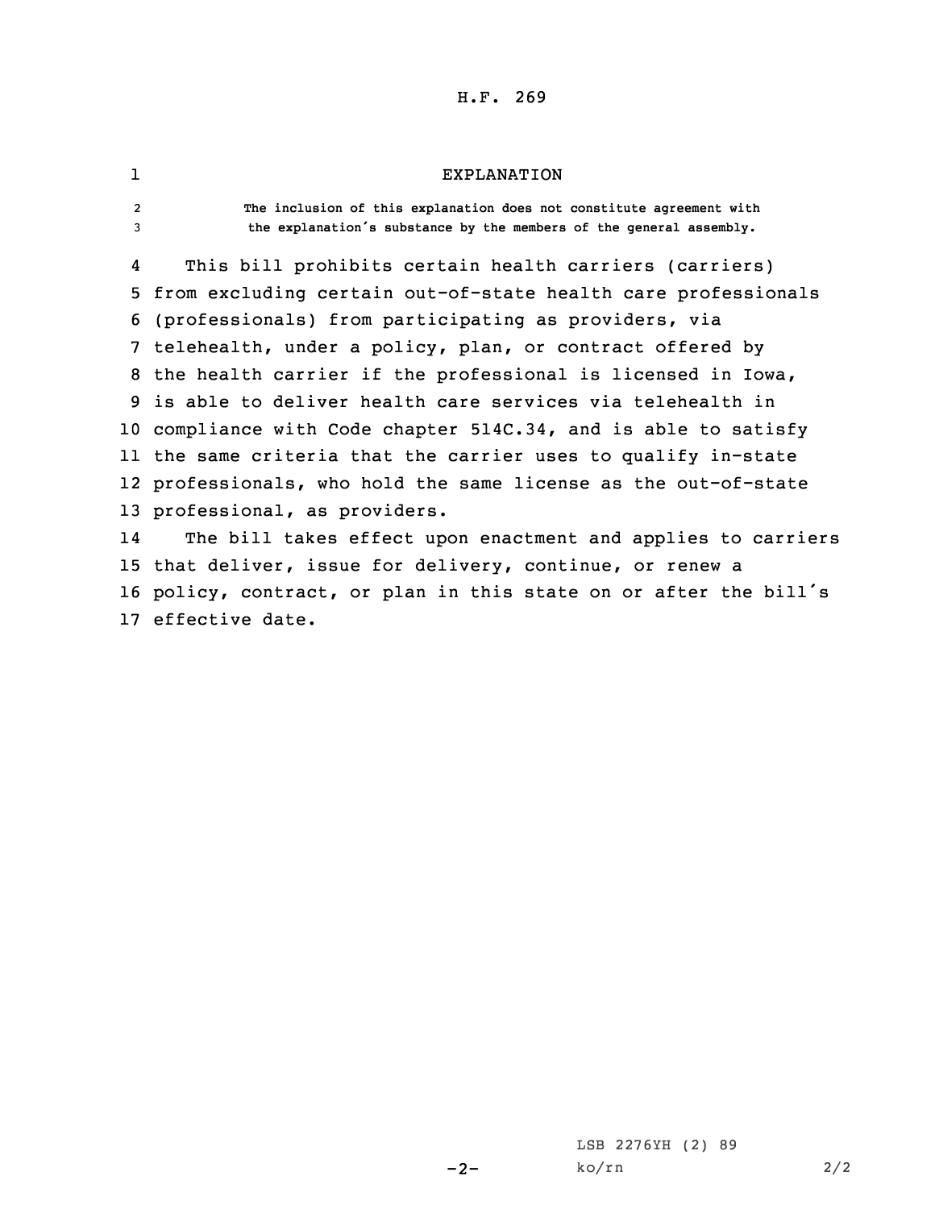# EXPLANATION

The inclusion of this explanation does not constitute agreement with the explanation's substance by the members of the general assembly.

This bill prohibits certain health carriers (carriers) from excluding certain out-of-state health care professionals (professionals) from participating as providers, via telehealth, under a policy, plan, or contract offered by the health carrier if the professional is licensed in Iowa, is able to deliver health care services via telehealth in compliance with Code chapter 514C.34, and is able to satisfy the same criteria that the carrier uses to qualify in-state professionals, who hold the same license as the out-of-state professional, as providers.

The bill takes effect upon enactment and applies to carriers that deliver, issue for delivery, continue, or renew a policy, contract, or plan in this state on or after the bill's effective date.

LSB 2276YH (2) 89
ko/rn